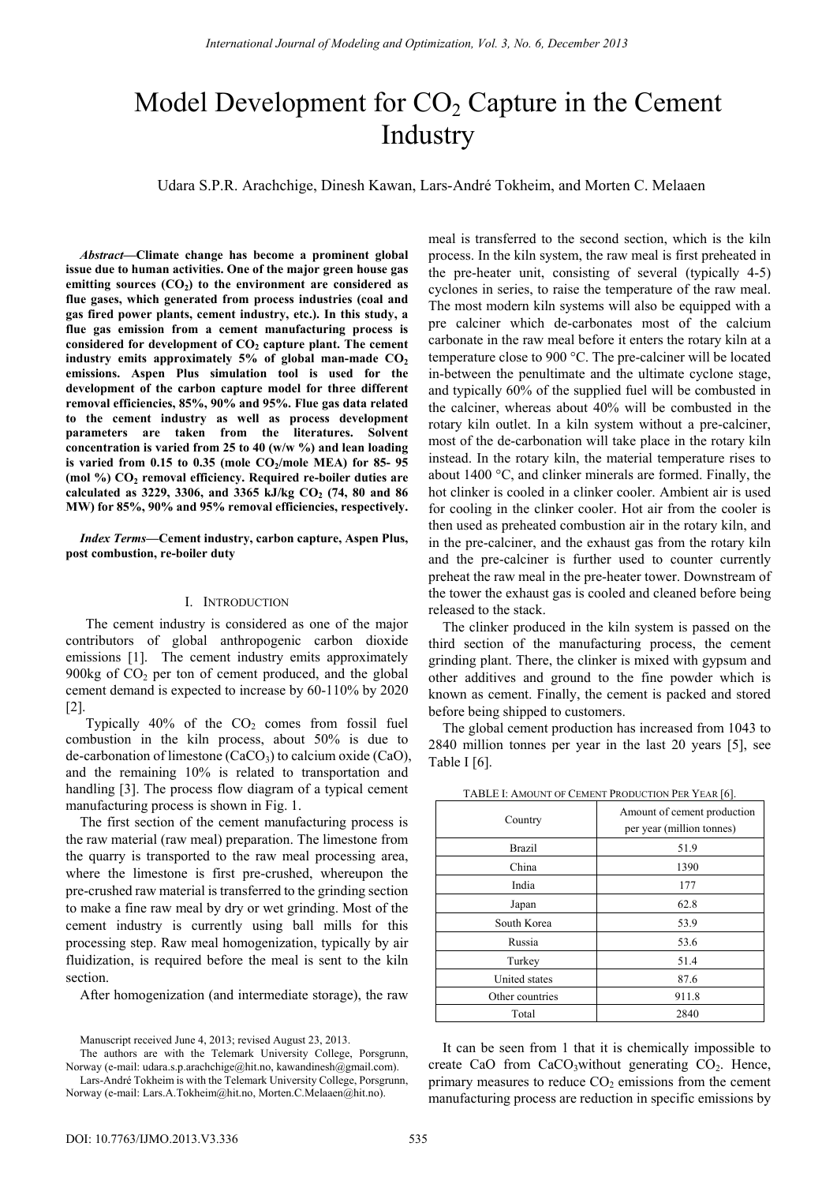# Model Development for $CO_2$ Capture in the Cement Industry

Udara S.P.R. Arachchige, Dinesh Kawan, Lars-André Tokheim, and Morten C. Melaaen

***Abstract*—Climate change has become a prominent global issue due to human activities. One of the major green house gas emitting sources ($CO_2$) to the environment are considered as flue gases, which generated from process industries (coal and gas fired power plants, cement industry, etc.). In this study, a flue gas emission from a cement manufacturing process is considered for development of $CO_2$ capture plant. The cement industry emits approximately 5% of global man-made $CO_2$ emissions. Aspen Plus simulation tool is used for the development of the carbon capture model for three different removal efficiencies, 85%, 90% and 95%. Flue gas data related to the cement industry as well as process development parameters are taken from the literatures. Solvent concentration is varied from 25 to 40 (w/w %) and lean loading is varied from 0.15 to 0.35 (mole $CO_2$/mole MEA) for 85- 95 (mol %) $CO_2$ removal efficiency. Required re-boiler duties are calculated as 3229, 3306, and 3365 kJ/kg $CO_2$ (74, 80 and 86 MW) for 85%, 90% and 95% removal efficiencies, respectively.**

***Index Terms*—Cement industry, carbon capture, Aspen Plus, post combustion, re-boiler duty**

## I. Introduction

The cement industry is considered as one of the major contributors of global anthropogenic carbon dioxide emissions [1]. The cement industry emits approximately 900kg of $CO_2$ per ton of cement produced, and the global cement demand is expected to increase by 60-110% by 2020 [2].

Typically 40% of the $CO_2$ comes from fossil fuel combustion in the kiln process, about 50% is due to de-carbonation of limestone ($CaCO_3$) to calcium oxide (CaO), and the remaining 10% is related to transportation and handling [3]. The process flow diagram of a typical cement manufacturing process is shown in Fig. 1.

The first section of the cement manufacturing process is the raw material (raw meal) preparation. The limestone from the quarry is transported to the raw meal processing area, where the limestone is first pre-crushed, whereupon the pre-crushed raw material is transferred to the grinding section to make a fine raw meal by dry or wet grinding. Most of the cement industry is currently using ball mills for this processing step. Raw meal homogenization, typically by air fluidization, is required before the meal is sent to the kiln section.

After homogenization (and intermediate storage), the raw meal is transferred to the second section, which is the kiln process. In the kiln system, the raw meal is first preheated in the pre-heater unit, consisting of several (typically 4-5) cyclones in series, to raise the temperature of the raw meal. The most modern kiln systems will also be equipped with a pre calciner which de-carbonates most of the calcium carbonate in the raw meal before it enters the rotary kiln at a temperature close to 900 °C. The pre-calciner will be located in-between the penultimate and the ultimate cyclone stage, and typically 60% of the supplied fuel will be combusted in the calciner, whereas about 40% will be combusted in the rotary kiln outlet. In a kiln system without a pre-calciner, most of the de-carbonation will take place in the rotary kiln instead. In the rotary kiln, the material temperature rises to about 1400 °C, and clinker minerals are formed. Finally, the hot clinker is cooled in a clinker cooler. Ambient air is used for cooling in the clinker cooler. Hot air from the cooler is then used as preheated combustion air in the rotary kiln, and in the pre-calciner, and the exhaust gas from the rotary kiln and the pre-calciner is further used to counter currently preheat the raw meal in the pre-heater tower. Downstream of the tower the exhaust gas is cooled and cleaned before being released to the stack.

The clinker produced in the kiln system is passed on the third section of the manufacturing process, the cement grinding plant. There, the clinker is mixed with gypsum and other additives and ground to the fine powder which is known as cement. Finally, the cement is packed and stored before being shipped to customers.

The global cement production has increased from 1043 to 2840 million tonnes per year in the last 20 years [5], see Table I [6].

TABLE I: Amount of Cement Production Per Year [6].

| Country | Amount of cement production per year (million tonnes) |
|---|---|
| Brazil | 51.9 |
| China | 1390 |
| India | 177 |
| Japan | 62.8 |
| South Korea | 53.9 |
| Russia | 53.6 |
| Turkey | 51.4 |
| United states | 87.6 |
| Other countries | 911.8 |
| Total | 2840 |

It can be seen from 1 that it is chemically impossible to create CaO from $CaCO_3$without generating $CO_2$. Hence, primary measures to reduce $CO_2$ emissions from the cement manufacturing process are reduction in specific emissions by

Manuscript received June 4, 2013; revised August 23, 2013.

The authors are with the Telemark University College, Porsgrunn, Norway (e-mail: udara.s.p.arachchige@hit.no, kawandinesh@gmail.com).

Lars-André Tokheim is with the Telemark University College, Porsgrunn, Norway (e-mail: Lars.A.Tokheim@hit.no, Morten.C.Melaaen@hit.no).

DOI: 10.7763/IJMO.2013.V3.336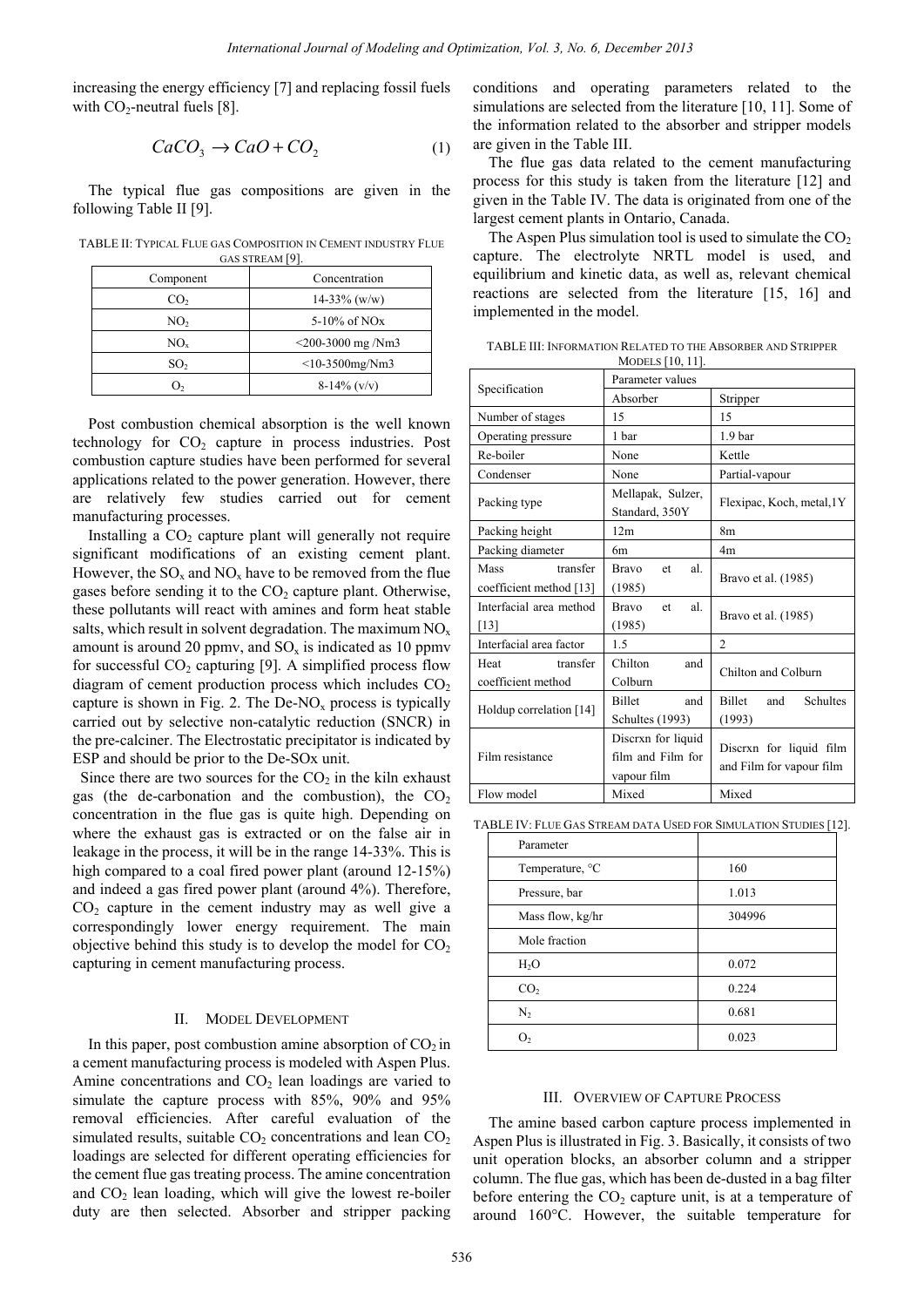increasing the energy efficiency [7] and replacing fossil fuels with $CO_2$-neutral fuels [8].

$$CaCO_3 \rightarrow CaO + CO_2 \tag{1}$$

The typical flue gas compositions are given in the following Table II [9].

TABLE II: TYPICAL FLUE GAS COMPOSITION IN CEMENT INDUSTRY FLUE GAS STREAM [9].

| Component | Concentration |
|---|---|
| $CO_2$ | 14-33% (w/w) |
| $NO_2$ | 5-10% of NOx |
| $NO_x$ | <200-3000 mg /Nm3 |
| $SO_2$ | <10-3500mg/Nm3 |
| $O_2$ | 8-14% (v/v) |

Post combustion chemical absorption is the well known technology for $CO_2$ capture in process industries. Post combustion capture studies have been performed for several applications related to the power generation. However, there are relatively few studies carried out for cement manufacturing processes.

Installing a $CO_2$ capture plant will generally not require significant modifications of an existing cement plant. However, the $SO_x$ and $NO_x$ have to be removed from the flue gases before sending it to the $CO_2$ capture plant. Otherwise, these pollutants will react with amines and form heat stable salts, which result in solvent degradation. The maximum $NO_x$ amount is around 20 ppmv, and $SO_x$ is indicated as 10 ppmv for successful $CO_2$ capturing [9]. A simplified process flow diagram of cement production process which includes $CO_2$ capture is shown in Fig. 2. The De-$NO_x$ process is typically carried out by selective non-catalytic reduction (SNCR) in the pre-calciner. The Electrostatic precipitator is indicated by ESP and should be prior to the De-SOx unit.

Since there are two sources for the $CO_2$ in the kiln exhaust gas (the de-carbonation and the combustion), the $CO_2$ concentration in the flue gas is quite high. Depending on where the exhaust gas is extracted or on the false air in leakage in the process, it will be in the range 14-33%. This is high compared to a coal fired power plant (around 12-15%) and indeed a gas fired power plant (around 4%). Therefore, $CO_2$ capture in the cement industry may as well give a correspondingly lower energy requirement. The main objective behind this study is to develop the model for $CO_2$ capturing in cement manufacturing process.

## II. Model Development

In this paper, post combustion amine absorption of $CO_2$ in a cement manufacturing process is modeled with Aspen Plus. Amine concentrations and $CO_2$ lean loadings are varied to simulate the capture process with 85%, 90% and 95% removal efficiencies. After careful evaluation of the simulated results, suitable $CO_2$ concentrations and lean $CO_2$ loadings are selected for different operating efficiencies for the cement flue gas treating process. The amine concentration and $CO_2$ lean loading, which will give the lowest re-boiler duty are then selected. Absorber and stripper packing conditions and operating parameters related to the simulations are selected from the literature [10, 11]. Some of the information related to the absorber and stripper models are given in the Table III.

The flue gas data related to the cement manufacturing process for this study is taken from the literature [12] and given in the Table IV. The data is originated from one of the largest cement plants in Ontario, Canada.

The Aspen Plus simulation tool is used to simulate the $CO_2$ capture. The electrolyte NRTL model is used, and equilibrium and kinetic data, as well as, relevant chemical reactions are selected from the literature [15, 16] and implemented in the model.

TABLE III: INFORMATION RELATED TO THE ABSORBER AND STRIPPER MODELS [10, 11].

| Specification | Parameter values | |
|---|---|---|
| | Absorber | Stripper |
| Number of stages | 15 | 15 |
| Operating pressure | 1 bar | 1.9 bar |
| Re-boiler | None | Kettle |
| Condenser | None | Partial-vapour |
| Packing type | Mellapak, Sulzer, Standard, 350Y | Flexipac, Koch, metal,1Y |
| Packing height | 12m | 8m |
| Packing diameter | 6m | 4m |
| Mass transfer coefficient method [13] | Bravo et al. (1985) | Bravo et al. (1985) |
| Interfacial area method [13] | Bravo et al. (1985) | Bravo et al. (1985) |
| Interfacial area factor | 1.5 | 2 |
| Heat transfer coefficient method | Chilton and Colburn | Chilton and Colburn |
| Holdup correlation [14] | Billet and Schultes (1993) | Billet and Schultes (1993) |
| Film resistance | Discrxn for liquid film and Film for vapour film | Discrxn for liquid film and Film for vapour film |
| Flow model | Mixed | Mixed |

TABLE IV: FLUE GAS STREAM DATA USED FOR SIMULATION STUDIES [12].

| Parameter | |
|---|---|
| Temperature, °C | 160 |
| Pressure, bar | 1.013 |
| Mass flow, kg/hr | 304996 |
| Mole fraction | |
| $H_2O$ | 0.072 |
| $CO_2$ | 0.224 |
| $N_2$ | 0.681 |
| $O_2$ | 0.023 |

## III. Overview of Capture Process

The amine based carbon capture process implemented in Aspen Plus is illustrated in Fig. 3. Basically, it consists of two unit operation blocks, an absorber column and a stripper column. The flue gas, which has been de-dusted in a bag filter before entering the $CO_2$ capture unit, is at a temperature of around 160°C. However, the suitable temperature for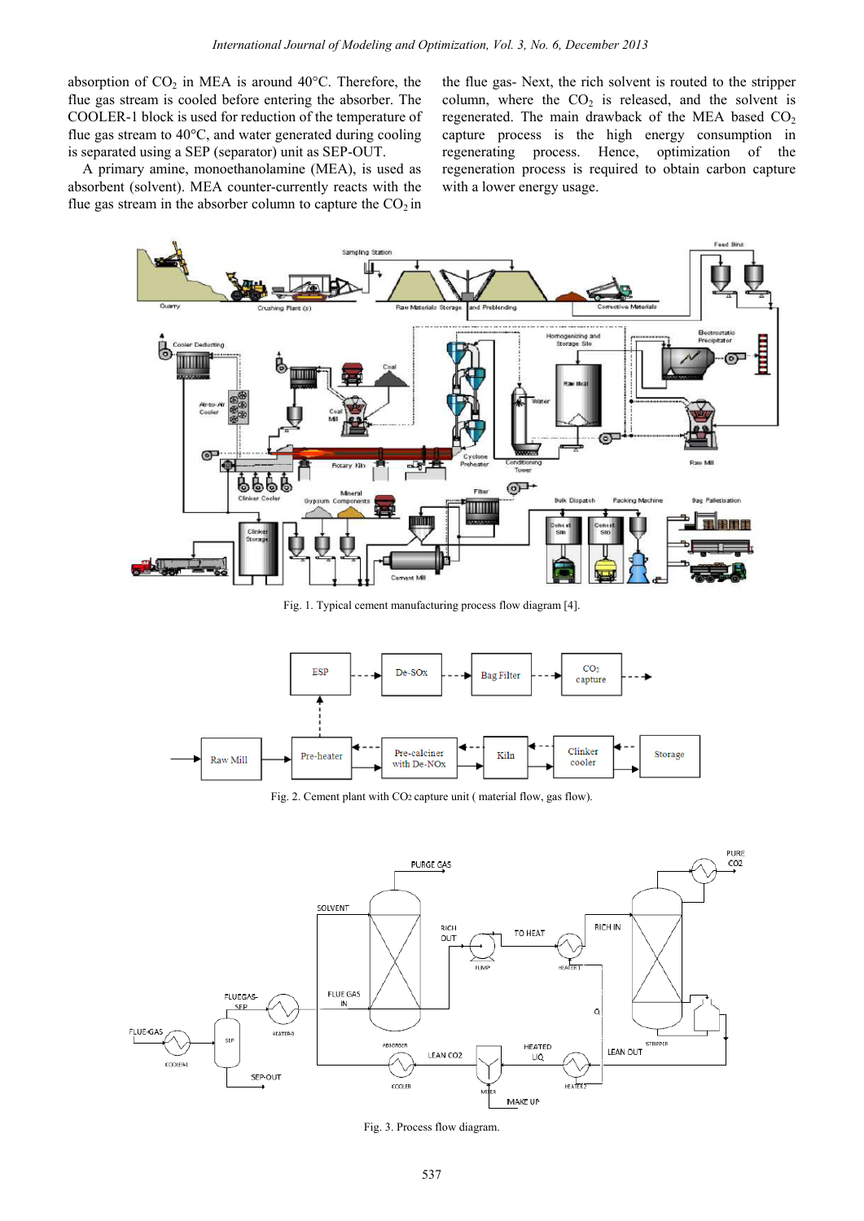absorption of $CO_2$ in MEA is around 40°C. Therefore, the flue gas stream is cooled before entering the absorber. The COOLER-1 block is used for reduction of the temperature of flue gas stream to 40°C, and water generated during cooling is separated using a SEP (separator) unit as SEP-OUT.

A primary amine, monoethanolamine (MEA), is used as absorbent (solvent). MEA counter-currently reacts with the flue gas stream in the absorber column to capture the $CO_2$ in the flue gas- Next, the rich solvent is routed to the stripper column, where the $CO_2$ is released, and the solvent is regenerated. The main drawback of the MEA based $CO_2$ capture process is the high energy consumption in regenerating process. Hence, optimization of the regeneration process is required to obtain carbon capture with a lower energy usage.

Fig. 1. Typical cement manufacturing process flow diagram [4].

Fig. 2. Cement plant with CO2 capture unit ( material flow, gas flow).

Fig. 3. Process flow diagram.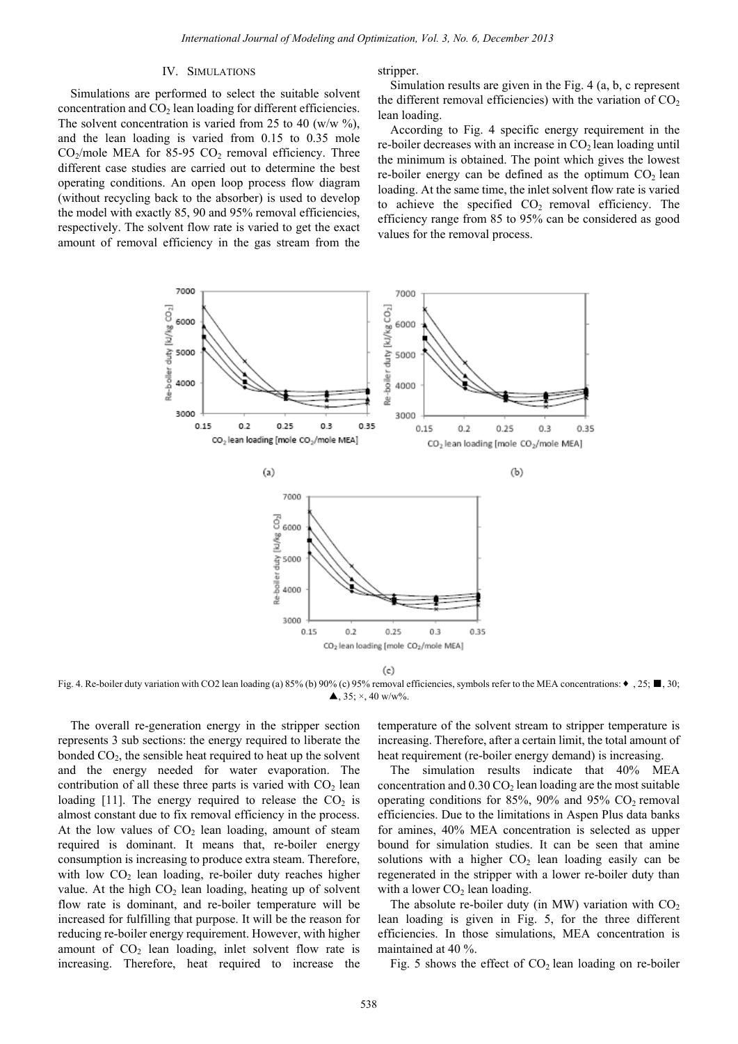## IV. Simulations

Simulations are performed to select the suitable solvent concentration and $CO_2$ lean loading for different efficiencies. The solvent concentration is varied from 25 to 40 (w/w %), and the lean loading is varied from 0.15 to 0.35 mole $CO_2$/mole MEA for 85-95 $CO_2$ removal efficiency. Three different case studies are carried out to determine the best operating conditions. An open loop process flow diagram (without recycling back to the absorber) is used to develop the model with exactly 85, 90 and 95% removal efficiencies, respectively. The solvent flow rate is varied to get the exact amount of removal efficiency in the gas stream from the stripper.

Simulation results are given in the Fig. 4 (a, b, c represent the different removal efficiencies) with the variation of $CO_2$ lean loading.

According to Fig. 4 specific energy requirement in the re-boiler decreases with an increase in $CO_2$ lean loading until the minimum is obtained. The point which gives the lowest re-boiler energy can be defined as the optimum $CO_2$ lean loading. At the same time, the inlet solvent flow rate is varied to achieve the specified $CO_2$ removal efficiency. The efficiency range from 85 to 95% can be considered as good values for the removal process.

Fig. 4. Re-boiler duty variation with CO2 lean loading (a) 85% (b) 90% (c) 95% removal efficiencies, symbols refer to the MEA concentrations: ♦ , 25; ■, 30; ▲, 35; ×, 40 w/w%.

The overall re-generation energy in the stripper section represents 3 sub sections: the energy required to liberate the bonded $CO_2$, the sensible heat required to heat up the solvent and the energy needed for water evaporation. The contribution of all these three parts is varied with $CO_2$ lean loading [11]. The energy required to release the $CO_2$ is almost constant due to fix removal efficiency in the process. At the low values of $CO_2$ lean loading, amount of steam required is dominant. It means that, re-boiler energy consumption is increasing to produce extra steam. Therefore, with low $CO_2$ lean loading, re-boiler duty reaches higher value. At the high $CO_2$ lean loading, heating up of solvent flow rate is dominant, and re-boiler temperature will be increased for fulfilling that purpose. It will be the reason for reducing re-boiler energy requirement. However, with higher amount of $CO_2$ lean loading, inlet solvent flow rate is increasing. Therefore, heat required to increase the temperature of the solvent stream to stripper temperature is increasing. Therefore, after a certain limit, the total amount of heat requirement (re-boiler energy demand) is increasing.

The simulation results indicate that 40% MEA concentration and 0.30 $CO_2$ lean loading are the most suitable operating conditions for 85%, 90% and 95% $CO_2$ removal efficiencies. Due to the limitations in Aspen Plus data banks for amines, 40% MEA concentration is selected as upper bound for simulation studies. It can be seen that amine solutions with a higher $CO_2$ lean loading easily can be regenerated in the stripper with a lower re-boiler duty than with a lower $CO_2$ lean loading.

The absolute re-boiler duty (in MW) variation with $CO_2$ lean loading is given in Fig. 5, for the three different efficiencies. In those simulations, MEA concentration is maintained at 40 %.

Fig. 5 shows the effect of $CO_2$ lean loading on re-boiler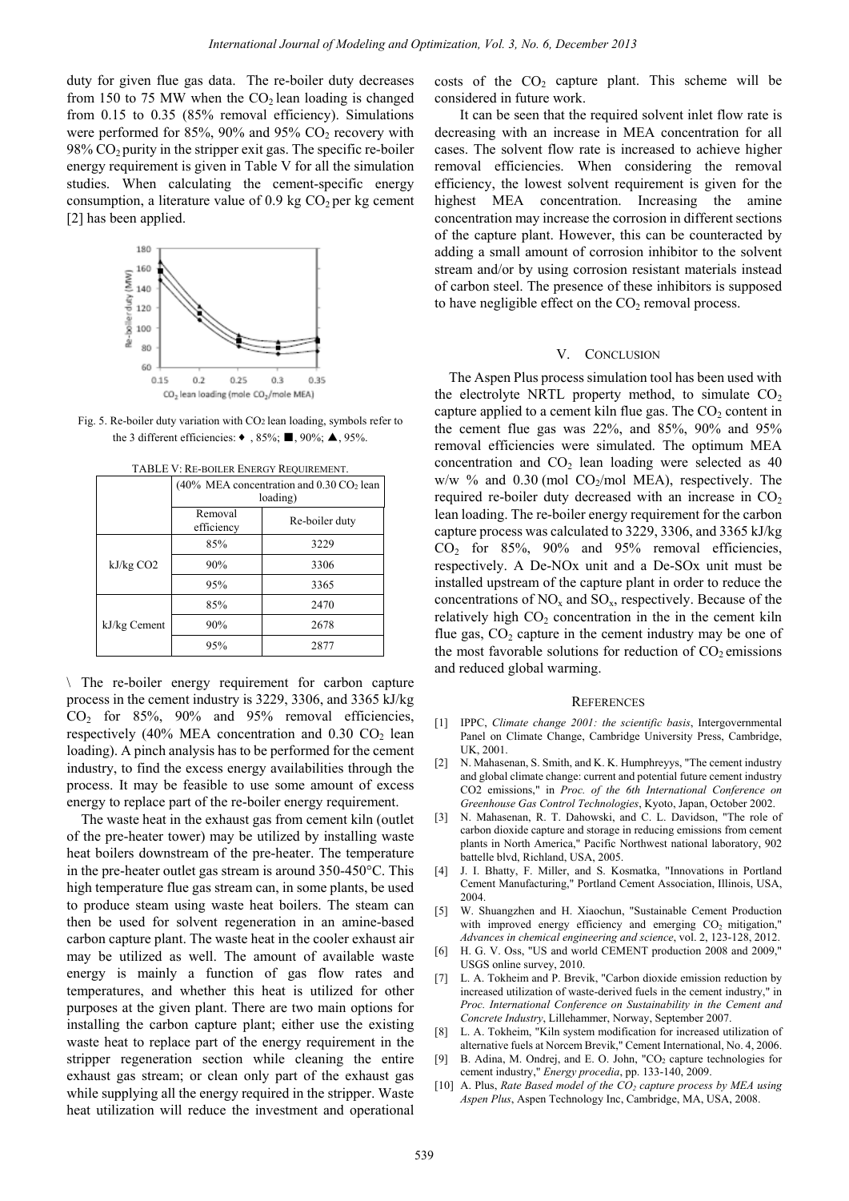duty for given flue gas data. The re-boiler duty decreases from 150 to 75 MW when the $CO_2$ lean loading is changed from 0.15 to 0.35 (85% removal efficiency). Simulations were performed for 85%, 90% and 95% $CO_2$ recovery with 98% $CO_2$ purity in the stripper exit gas. The specific re-boiler energy requirement is given in Table V for all the simulation studies. When calculating the cement-specific energy consumption, a literature value of 0.9 kg $CO_2$ per kg cement [2] has been applied.

Fig. 5. Re-boiler duty variation with $CO_2$ lean loading, symbols refer to the 3 different efficiencies: ♦ , 85%; ■, 90%; ▲, 95%.

TABLE V: RE-BOILER ENERGY REQUIREMENT.

| | (40% MEA concentration and 0.30 $CO_2$ lean loading) | |
|---|---|---|
| | Removal efficiency | Re-boiler duty |
| kJ/kg CO2 | 85% | 3229 |
| | 90% | 3306 |
| | 95% | 3365 |
| kJ/kg Cement | 85% | 2470 |
| | 90% | 2678 |
| | 95% | 2877 |

\ The re-boiler energy requirement for carbon capture process in the cement industry is 3229, 3306, and 3365 kJ/kg $CO_2$ for 85%, 90% and 95% removal efficiencies, respectively (40% MEA concentration and 0.30 $CO_2$ lean loading). A pinch analysis has to be performed for the cement industry, to find the excess energy availabilities through the process. It may be feasible to use some amount of excess energy to replace part of the re-boiler energy requirement.

The waste heat in the exhaust gas from cement kiln (outlet of the pre-heater tower) may be utilized by installing waste heat boilers downstream of the pre-heater. The temperature in the pre-heater outlet gas stream is around 350-450°C. This high temperature flue gas stream can, in some plants, be used to produce steam using waste heat boilers. The steam can then be used for solvent regeneration in an amine-based carbon capture plant. The waste heat in the cooler exhaust air may be utilized as well. The amount of available waste energy is mainly a function of gas flow rates and temperatures, and whether this heat is utilized for other purposes at the given plant. There are two main options for installing the carbon capture plant; either use the existing waste heat to replace part of the energy requirement in the stripper regeneration section while cleaning the entire exhaust gas stream; or clean only part of the exhaust gas while supplying all the energy required in the stripper. Waste heat utilization will reduce the investment and operational costs of the $CO_2$ capture plant. This scheme will be considered in future work.

It can be seen that the required solvent inlet flow rate is decreasing with an increase in MEA concentration for all cases. The solvent flow rate is increased to achieve higher removal efficiencies. When considering the removal efficiency, the lowest solvent requirement is given for the highest MEA concentration. Increasing the amine concentration may increase the corrosion in different sections of the capture plant. However, this can be counteracted by adding a small amount of corrosion inhibitor to the solvent stream and/or by using corrosion resistant materials instead of carbon steel. The presence of these inhibitors is supposed to have negligible effect on the $CO_2$ removal process.

## V. CONCLUSION

The Aspen Plus process simulation tool has been used with the electrolyte NRTL property method, to simulate $CO_2$ capture applied to a cement kiln flue gas. The $CO_2$ content in the cement flue gas was 22%, and 85%, 90% and 95% removal efficiencies were simulated. The optimum MEA concentration and $CO_2$ lean loading were selected as 40 w/w % and 0.30 (mol $CO_2$/mol MEA), respectively. The required re-boiler duty decreased with an increase in $CO_2$ lean loading. The re-boiler energy requirement for the carbon capture process was calculated to 3229, 3306, and 3365 kJ/kg $CO_2$ for 85%, 90% and 95% removal efficiencies, respectively. A De-NOx unit and a De-SOx unit must be installed upstream of the capture plant in order to reduce the concentrations of $NO_x$ and $SO_x$, respectively. Because of the relatively high $CO_2$ concentration in the in the cement kiln flue gas, $CO_2$ capture in the cement industry may be one of the most favorable solutions for reduction of $CO_2$ emissions and reduced global warming.

## REFERENCES

[1] IPPC, *Climate change 2001: the scientific basis*, Intergovernmental Panel on Climate Change, Cambridge University Press, Cambridge, UK, 2001.

[2] N. Mahasenan, S. Smith, and K. K. Humphreyys, "The cement industry and global climate change: current and potential future cement industry CO2 emissions," in *Proc. of the 6th International Conference on Greenhouse Gas Control Technologies*, Kyoto, Japan, October 2002.

[3] N. Mahasenan, R. T. Dahowski, and C. L. Davidson, "The role of carbon dioxide capture and storage in reducing emissions from cement plants in North America," Pacific Northwest national laboratory, 902 battelle blvd, Richland, USA, 2005.

[4] J. I. Bhatty, F. Miller, and S. Kosmatka, "Innovations in Portland Cement Manufacturing," Portland Cement Association, Illinois, USA, 2004.

[5] W. Shuangzhen and H. Xiaochun, "Sustainable Cement Production with improved energy efficiency and emerging $CO_2$ mitigation," *Advances in chemical engineering and science*, vol. 2, 123-128, 2012.

[6] H. G. V. Oss, "US and world CEMENT production 2008 and 2009," USGS online survey, 2010.

[7] L. A. Tokheim and P. Brevik, "Carbon dioxide emission reduction by increased utilization of waste-derived fuels in the cement industry," in *Proc. International Conference on Sustainability in the Cement and Concrete Industry*, Lillehammer, Norway, September 2007.

[8] L. A. Tokheim, "Kiln system modification for increased utilization of alternative fuels at Norcem Brevik," Cement International, No. 4, 2006.

[9] B. Adina, M. Ondrej, and E. O. John, "$CO_2$ capture technologies for cement industry," *Energy procedia*, pp. 133-140, 2009.

[10] A. Plus, *Rate Based model of the $CO_2$ capture process by MEA using Aspen Plus*, Aspen Technology Inc, Cambridge, MA, USA, 2008.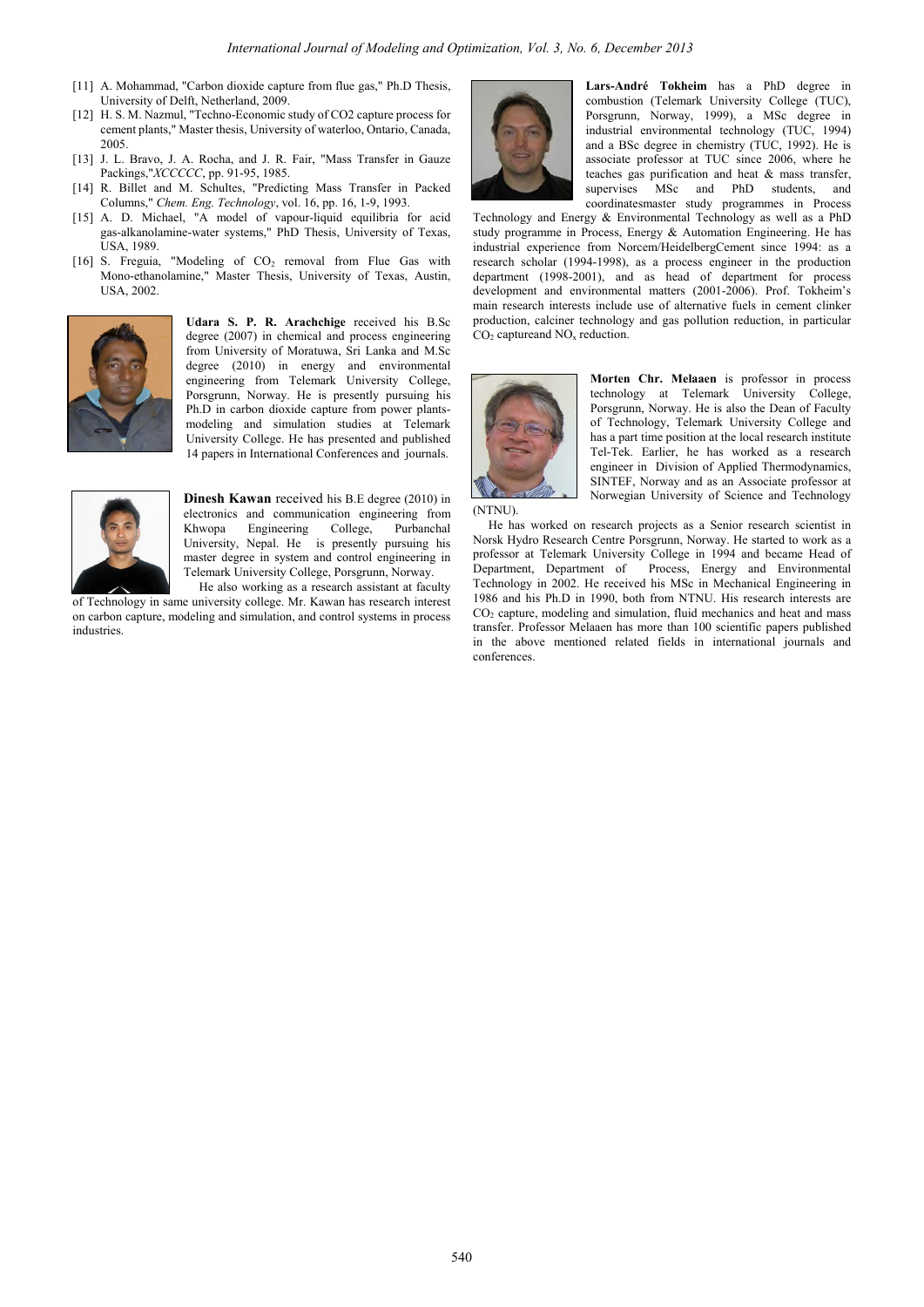[11] A. Mohammad, "Carbon dioxide capture from flue gas," Ph.D Thesis, University of Delft, Netherland, 2009.

[12] H. S. M. Nazmul, "Techno-Economic study of CO2 capture process for cement plants," Master thesis, University of waterloo, Ontario, Canada, 2005.

[13] J. L. Bravo, J. A. Rocha, and J. R. Fair, "Mass Transfer in Gauze Packings,"*XCCCCC*, pp. 91-95, 1985.

[14] R. Billet and M. Schultes, "Predicting Mass Transfer in Packed Columns," *Chem. Eng. Technology*, vol. 16, pp. 16, 1-9, 1993.

[15] A. D. Michael, "A model of vapour-liquid equilibria for acid gas-alkanolamine-water systems," PhD Thesis, University of Texas, USA, 1989.

[16] S. Freguia, "Modeling of $CO_2$ removal from Flue Gas with Mono-ethanolamine," Master Thesis, University of Texas, Austin, USA, 2002.

**Udara S. P. R. Arachchige** received his B.Sc degree (2007) in chemical and process engineering from University of Moratuwa, Sri Lanka and M.Sc degree (2010) in energy and environmental engineering from Telemark University College, Porsgrunn, Norway. He is presently pursuing his Ph.D in carbon dioxide capture from power plants-modeling and simulation studies at Telemark University College. He has presented and published 14 papers in International Conferences and journals.

**Dinesh Kawan** received his B.E degree (2010) in electronics and communication engineering from Khwopa Engineering College, Purbanchal University, Nepal. He is presently pursuing his master degree in system and control engineering in Telemark University College, Porsgrunn, Norway.

He also working as a research assistant at faculty of Technology in same university college. Mr. Kawan has research interest on carbon capture, modeling and simulation, and control systems in process industries.

**Lars-André Tokheim** has a PhD degree in combustion (Telemark University College (TUC), Porsgrunn, Norway, 1999), a MSc degree in industrial environmental technology (TUC, 1994) and a BSc degree in chemistry (TUC, 1992). He is associate professor at TUC since 2006, where he teaches gas purification and heat & mass transfer, supervises MSc and PhD students, and coordinatesmaster study programmes in Process Technology and Energy & Environmental Technology as well as a PhD study programme in Process, Energy & Automation Engineering. He has industrial experience from Norcem/HeidelbergCement since 1994: as a research scholar (1994-1998), as a process engineer in the production department (1998-2001), and as head of department for process development and environmental matters (2001-2006). Prof. Tokheim's main research interests include use of alternative fuels in cement clinker production, calciner technology and gas pollution reduction, in particular $CO_2$ captureand $NO_x$ reduction.

**Morten Chr. Melaaen** is professor in process technology at Telemark University College, Porsgrunn, Norway. He is also the Dean of Faculty of Technology, Telemark University College and has a part time position at the local research institute Tel-Tek. Earlier, he has worked as a research engineer in Division of Applied Thermodynamics, SINTEF, Norway and as an Associate professor at Norwegian University of Science and Technology (NTNU).

He has worked on research projects as a Senior research scientist in Norsk Hydro Research Centre Porsgrunn, Norway. He started to work as a professor at Telemark University College in 1994 and became Head of Department, Department of Process, Energy and Environmental Technology in 2002. He received his MSc in Mechanical Engineering in 1986 and his Ph.D in 1990, both from NTNU. His research interests are $CO_2$ capture, modeling and simulation, fluid mechanics and heat and mass transfer. Professor Melaaen has more than 100 scientific papers published in the above mentioned related fields in international journals and conferences.